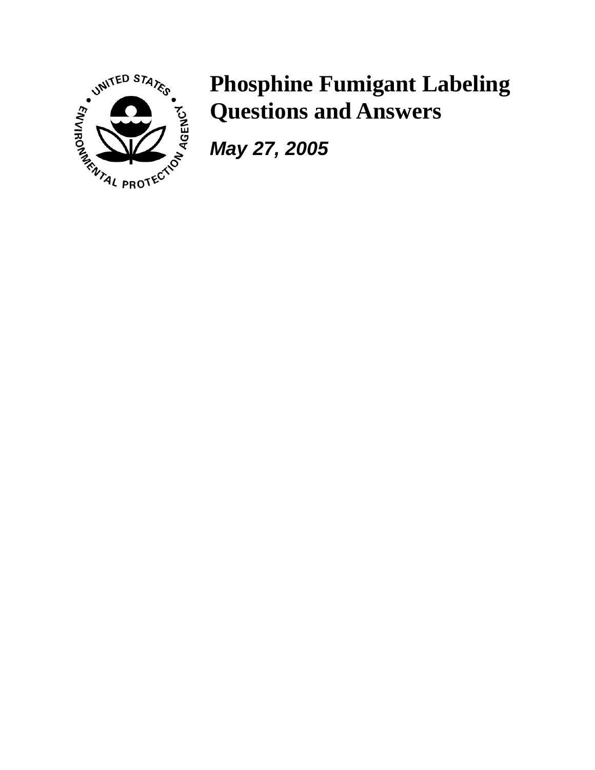# Phosphine Fumigant Labeling Questions and Answers

***May 27, 2005***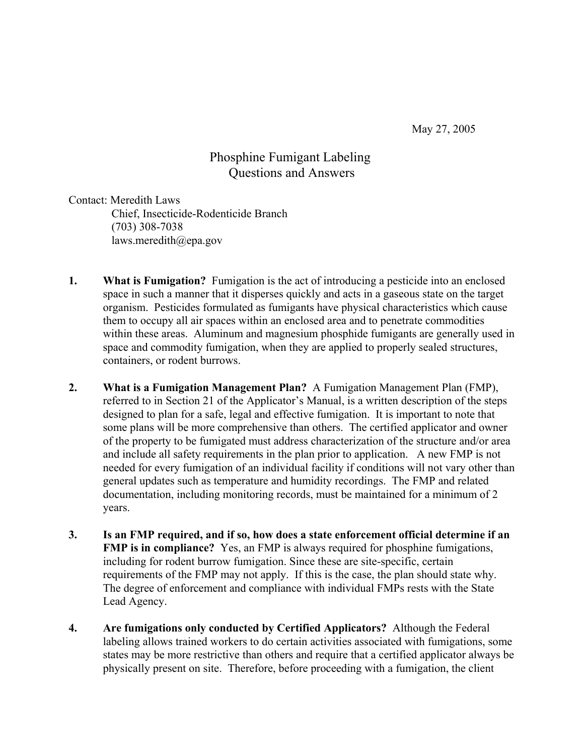May 27, 2005

# Phosphine Fumigant Labeling Questions and Answers

Contact: Meredith Laws
Chief, Insecticide-Rodenticide Branch
(703) 308-7038
laws.meredith@epa.gov

1. **What is Fumigation?** Fumigation is the act of introducing a pesticide into an enclosed space in such a manner that it disperses quickly and acts in a gaseous state on the target organism. Pesticides formulated as fumigants have physical characteristics which cause them to occupy all air spaces within an enclosed area and to penetrate commodities within these areas. Aluminum and magnesium phosphide fumigants are generally used in space and commodity fumigation, when they are applied to properly sealed structures, containers, or rodent burrows.

2. **What is a Fumigation Management Plan?** A Fumigation Management Plan (FMP), referred to in Section 21 of the Applicator's Manual, is a written description of the steps designed to plan for a safe, legal and effective fumigation. It is important to note that some plans will be more comprehensive than others. The certified applicator and owner of the property to be fumigated must address characterization of the structure and/or area and include all safety requirements in the plan prior to application. A new FMP is not needed for every fumigation of an individual facility if conditions will not vary other than general updates such as temperature and humidity recordings. The FMP and related documentation, including monitoring records, must be maintained for a minimum of 2 years.

3. **Is an FMP required, and if so, how does a state enforcement official determine if an FMP is in compliance?** Yes, an FMP is always required for phosphine fumigations, including for rodent burrow fumigation. Since these are site-specific, certain requirements of the FMP may not apply. If this is the case, the plan should state why. The degree of enforcement and compliance with individual FMPs rests with the State Lead Agency.

4. **Are fumigations only conducted by Certified Applicators?** Although the Federal labeling allows trained workers to do certain activities associated with fumigations, some states may be more restrictive than others and require that a certified applicator always be physically present on site. Therefore, before proceeding with a fumigation, the client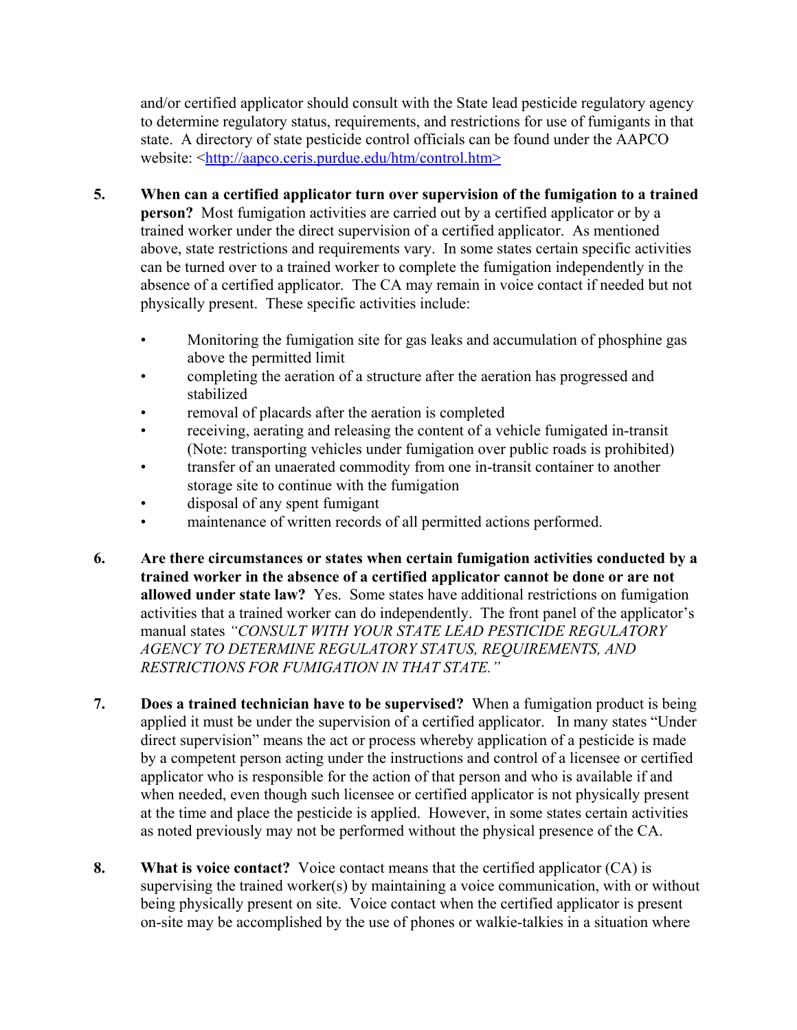and/or certified applicator should consult with the State lead pesticide regulatory agency to determine regulatory status, requirements, and restrictions for use of fumigants in that state. A directory of state pesticide control officials can be found under the AAPCO website: <http://aapco.ceris.purdue.edu/htm/control.htm>

5. **When can a certified applicator turn over supervision of the fumigation to a trained person?** Most fumigation activities are carried out by a certified applicator or by a trained worker under the direct supervision of a certified applicator. As mentioned above, state restrictions and requirements vary. In some states certain specific activities can be turned over to a trained worker to complete the fumigation independently in the absence of a certified applicator. The CA may remain in voice contact if needed but not physically present. These specific activities include:

   - Monitoring the fumigation site for gas leaks and accumulation of phosphine gas above the permitted limit
   - completing the aeration of a structure after the aeration has progressed and stabilized
   - removal of placards after the aeration is completed
   - receiving, aerating and releasing the content of a vehicle fumigated in-transit (Note: transporting vehicles under fumigation over public roads is prohibited)
   - transfer of an unaerated commodity from one in-transit container to another storage site to continue with the fumigation
   - disposal of any spent fumigant
   - maintenance of written records of all permitted actions performed.

6. **Are there circumstances or states when certain fumigation activities conducted by a trained worker in the absence of a certified applicator cannot be done or are not allowed under state law?** Yes. Some states have additional restrictions on fumigation activities that a trained worker can do independently. The front panel of the applicator's manual states *"CONSULT WITH YOUR STATE LEAD PESTICIDE REGULATORY AGENCY TO DETERMINE REGULATORY STATUS, REQUIREMENTS, AND RESTRICTIONS FOR FUMIGATION IN THAT STATE."*

7. **Does a trained technician have to be supervised?** When a fumigation product is being applied it must be under the supervision of a certified applicator. In many states "Under direct supervision" means the act or process whereby application of a pesticide is made by a competent person acting under the instructions and control of a licensee or certified applicator who is responsible for the action of that person and who is available if and when needed, even though such licensee or certified applicator is not physically present at the time and place the pesticide is applied. However, in some states certain activities as noted previously may not be performed without the physical presence of the CA.

8. **What is voice contact?** Voice contact means that the certified applicator (CA) is supervising the trained worker(s) by maintaining a voice communication, with or without being physically present on site. Voice contact when the certified applicator is present on-site may be accomplished by the use of phones or walkie-talkies in a situation where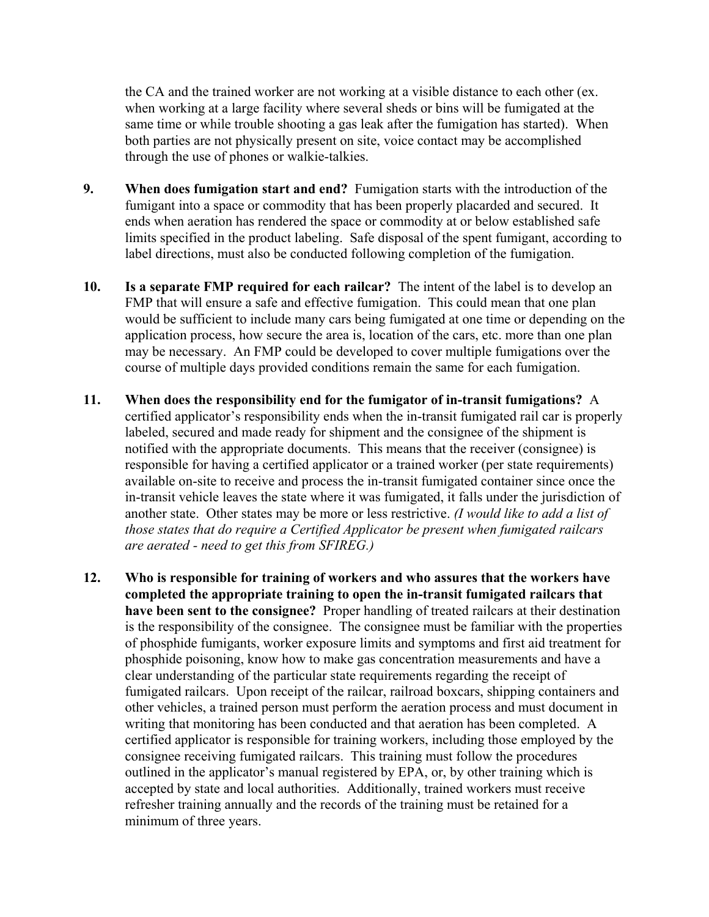the CA and the trained worker are not working at a visible distance to each other (ex. when working at a large facility where several sheds or bins will be fumigated at the same time or while trouble shooting a gas leak after the fumigation has started). When both parties are not physically present on site, voice contact may be accomplished through the use of phones or walkie-talkies.

9. **When does fumigation start and end?** Fumigation starts with the introduction of the fumigant into a space or commodity that has been properly placarded and secured. It ends when aeration has rendered the space or commodity at or below established safe limits specified in the product labeling. Safe disposal of the spent fumigant, according to label directions, must also be conducted following completion of the fumigation.

10. **Is a separate FMP required for each railcar?** The intent of the label is to develop an FMP that will ensure a safe and effective fumigation. This could mean that one plan would be sufficient to include many cars being fumigated at one time or depending on the application process, how secure the area is, location of the cars, etc. more than one plan may be necessary. An FMP could be developed to cover multiple fumigations over the course of multiple days provided conditions remain the same for each fumigation.

11. **When does the responsibility end for the fumigator of in-transit fumigations?** A certified applicator's responsibility ends when the in-transit fumigated rail car is properly labeled, secured and made ready for shipment and the consignee of the shipment is notified with the appropriate documents. This means that the receiver (consignee) is responsible for having a certified applicator or a trained worker (per state requirements) available on-site to receive and process the in-transit fumigated container since once the in-transit vehicle leaves the state where it was fumigated, it falls under the jurisdiction of another state. Other states may be more or less restrictive. *(I would like to add a list of those states that do require a Certified Applicator be present when fumigated railcars are aerated - need to get this from SFIREG.)*

12. **Who is responsible for training of workers and who assures that the workers have completed the appropriate training to open the in-transit fumigated railcars that have been sent to the consignee?** Proper handling of treated railcars at their destination is the responsibility of the consignee. The consignee must be familiar with the properties of phosphide fumigants, worker exposure limits and symptoms and first aid treatment for phosphide poisoning, know how to make gas concentration measurements and have a clear understanding of the particular state requirements regarding the receipt of fumigated railcars. Upon receipt of the railcar, railroad boxcars, shipping containers and other vehicles, a trained person must perform the aeration process and must document in writing that monitoring has been conducted and that aeration has been completed. A certified applicator is responsible for training workers, including those employed by the consignee receiving fumigated railcars. This training must follow the procedures outlined in the applicator's manual registered by EPA, or, by other training which is accepted by state and local authorities. Additionally, trained workers must receive refresher training annually and the records of the training must be retained for a minimum of three years.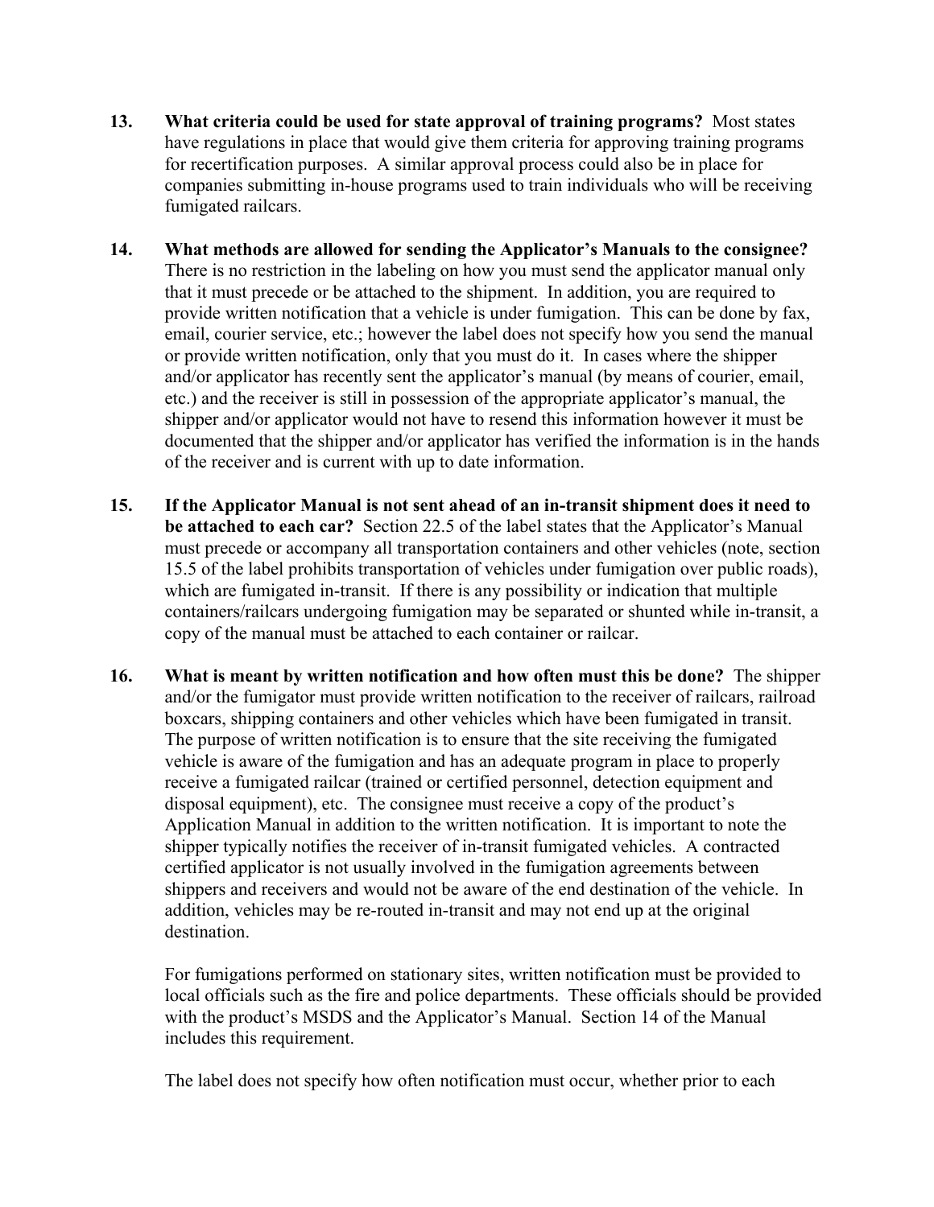13. **What criteria could be used for state approval of training programs?** Most states have regulations in place that would give them criteria for approving training programs for recertification purposes. A similar approval process could also be in place for companies submitting in-house programs used to train individuals who will be receiving fumigated railcars.

14. **What methods are allowed for sending the Applicator's Manuals to the consignee?** There is no restriction in the labeling on how you must send the applicator manual only that it must precede or be attached to the shipment. In addition, you are required to provide written notification that a vehicle is under fumigation. This can be done by fax, email, courier service, etc.; however the label does not specify how you send the manual or provide written notification, only that you must do it. In cases where the shipper and/or applicator has recently sent the applicator's manual (by means of courier, email, etc.) and the receiver is still in possession of the appropriate applicator's manual, the shipper and/or applicator would not have to resend this information however it must be documented that the shipper and/or applicator has verified the information is in the hands of the receiver and is current with up to date information.

15. **If the Applicator Manual is not sent ahead of an in-transit shipment does it need to be attached to each car?** Section 22.5 of the label states that the Applicator's Manual must precede or accompany all transportation containers and other vehicles (note, section 15.5 of the label prohibits transportation of vehicles under fumigation over public roads), which are fumigated in-transit. If there is any possibility or indication that multiple containers/railcars undergoing fumigation may be separated or shunted while in-transit, a copy of the manual must be attached to each container or railcar.

16. **What is meant by written notification and how often must this be done?** The shipper and/or the fumigator must provide written notification to the receiver of railcars, railroad boxcars, shipping containers and other vehicles which have been fumigated in transit. The purpose of written notification is to ensure that the site receiving the fumigated vehicle is aware of the fumigation and has an adequate program in place to properly receive a fumigated railcar (trained or certified personnel, detection equipment and disposal equipment), etc. The consignee must receive a copy of the product's Application Manual in addition to the written notification. It is important to note the shipper typically notifies the receiver of in-transit fumigated vehicles. A contracted certified applicator is not usually involved in the fumigation agreements between shippers and receivers and would not be aware of the end destination of the vehicle. In addition, vehicles may be re-routed in-transit and may not end up at the original destination.

    For fumigations performed on stationary sites, written notification must be provided to local officials such as the fire and police departments. These officials should be provided with the product's MSDS and the Applicator's Manual. Section 14 of the Manual includes this requirement.

    The label does not specify how often notification must occur, whether prior to each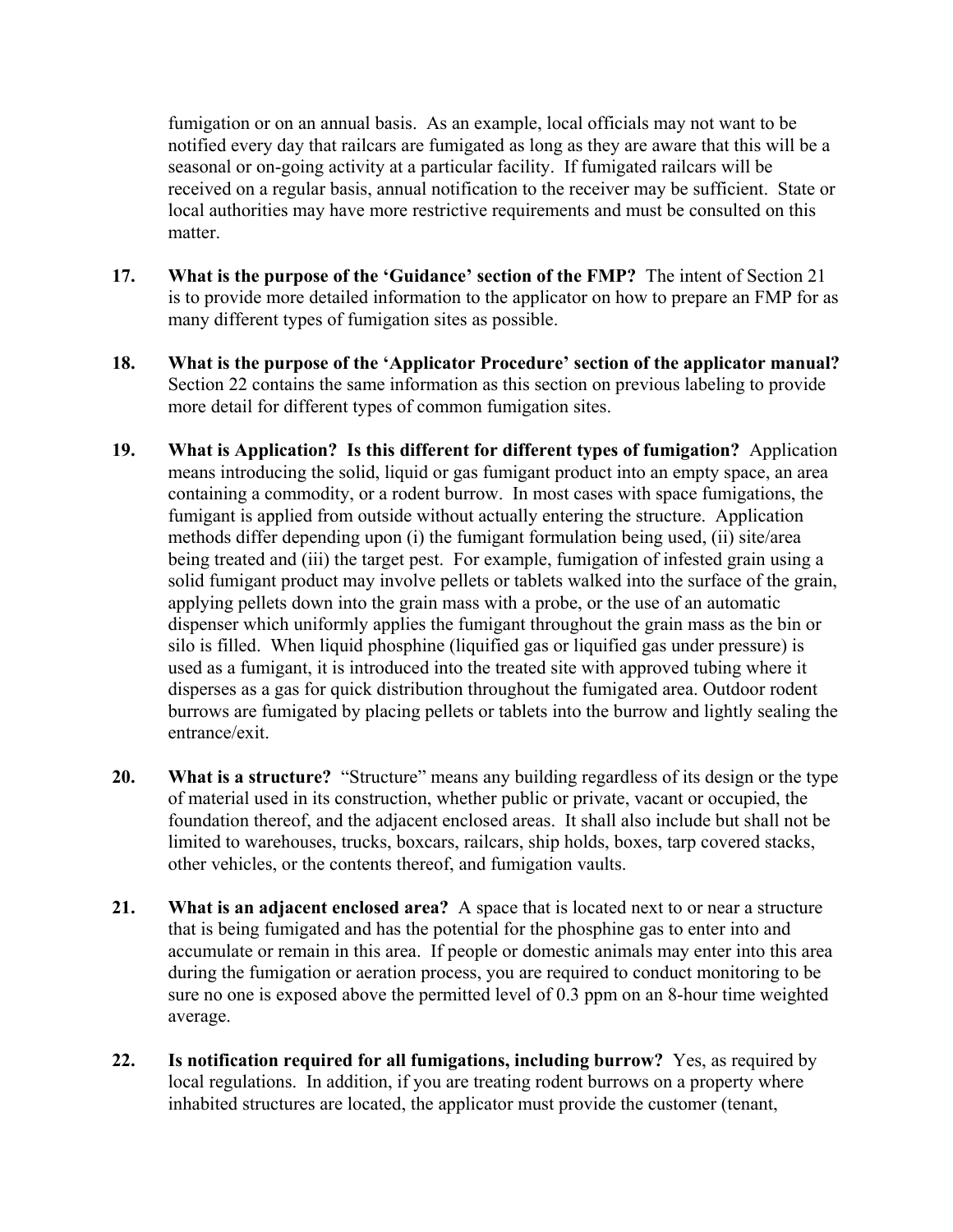fumigation or on an annual basis. As an example, local officials may not want to be notified every day that railcars are fumigated as long as they are aware that this will be a seasonal or on-going activity at a particular facility. If fumigated railcars will be received on a regular basis, annual notification to the receiver may be sufficient. State or local authorities may have more restrictive requirements and must be consulted on this matter.

17. **What is the purpose of the 'Guidance' section of the FMP?** The intent of Section 21 is to provide more detailed information to the applicator on how to prepare an FMP for as many different types of fumigation sites as possible.

18. **What is the purpose of the 'Applicator Procedure' section of the applicator manual?** Section 22 contains the same information as this section on previous labeling to provide more detail for different types of common fumigation sites.

19. **What is Application? Is this different for different types of fumigation?** Application means introducing the solid, liquid or gas fumigant product into an empty space, an area containing a commodity, or a rodent burrow. In most cases with space fumigations, the fumigant is applied from outside without actually entering the structure. Application methods differ depending upon (i) the fumigant formulation being used, (ii) site/area being treated and (iii) the target pest. For example, fumigation of infested grain using a solid fumigant product may involve pellets or tablets walked into the surface of the grain, applying pellets down into the grain mass with a probe, or the use of an automatic dispenser which uniformly applies the fumigant throughout the grain mass as the bin or silo is filled. When liquid phosphine (liquified gas or liquified gas under pressure) is used as a fumigant, it is introduced into the treated site with approved tubing where it disperses as a gas for quick distribution throughout the fumigated area. Outdoor rodent burrows are fumigated by placing pellets or tablets into the burrow and lightly sealing the entrance/exit.

20. **What is a structure?** "Structure" means any building regardless of its design or the type of material used in its construction, whether public or private, vacant or occupied, the foundation thereof, and the adjacent enclosed areas. It shall also include but shall not be limited to warehouses, trucks, boxcars, railcars, ship holds, boxes, tarp covered stacks, other vehicles, or the contents thereof, and fumigation vaults.

21. **What is an adjacent enclosed area?** A space that is located next to or near a structure that is being fumigated and has the potential for the phosphine gas to enter into and accumulate or remain in this area. If people or domestic animals may enter into this area during the fumigation or aeration process, you are required to conduct monitoring to be sure no one is exposed above the permitted level of 0.3 ppm on an 8-hour time weighted average.

22. **Is notification required for all fumigations, including burrow?** Yes, as required by local regulations. In addition, if you are treating rodent burrows on a property where inhabited structures are located, the applicator must provide the customer (tenant,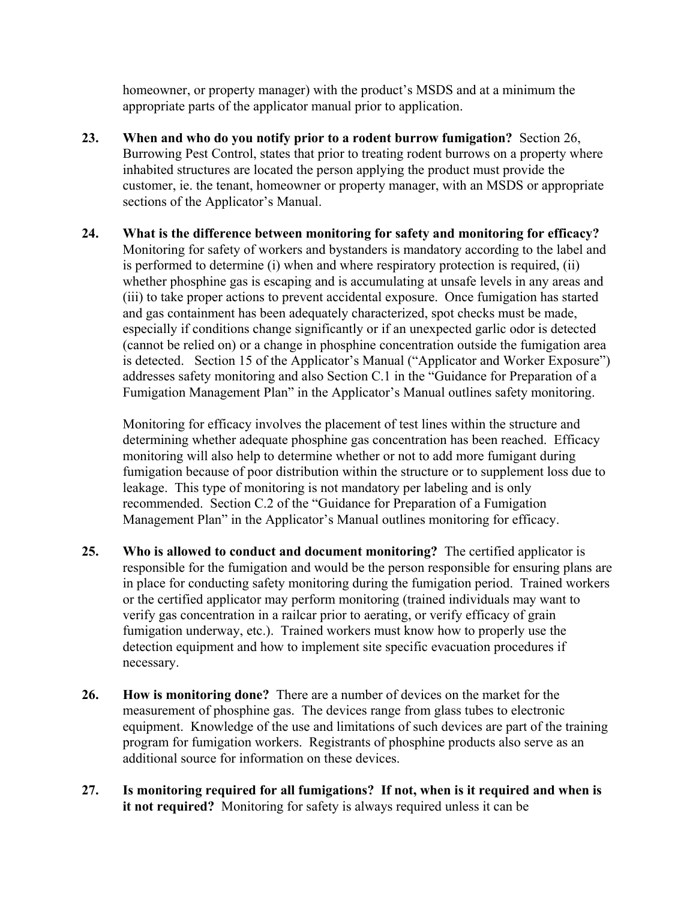homeowner, or property manager) with the product's MSDS and at a minimum the appropriate parts of the applicator manual prior to application.

23. **When and who do you notify prior to a rodent burrow fumigation?** Section 26, Burrowing Pest Control, states that prior to treating rodent burrows on a property where inhabited structures are located the person applying the product must provide the customer, ie. the tenant, homeowner or property manager, with an MSDS or appropriate sections of the Applicator's Manual.

24. **What is the difference between monitoring for safety and monitoring for efficacy?** Monitoring for safety of workers and bystanders is mandatory according to the label and is performed to determine (i) when and where respiratory protection is required, (ii) whether phosphine gas is escaping and is accumulating at unsafe levels in any areas and (iii) to take proper actions to prevent accidental exposure. Once fumigation has started and gas containment has been adequately characterized, spot checks must be made, especially if conditions change significantly or if an unexpected garlic odor is detected (cannot be relied on) or a change in phosphine concentration outside the fumigation area is detected. Section 15 of the Applicator's Manual ("Applicator and Worker Exposure") addresses safety monitoring and also Section C.1 in the "Guidance for Preparation of a Fumigation Management Plan" in the Applicator's Manual outlines safety monitoring.

    Monitoring for efficacy involves the placement of test lines within the structure and determining whether adequate phosphine gas concentration has been reached. Efficacy monitoring will also help to determine whether or not to add more fumigant during fumigation because of poor distribution within the structure or to supplement loss due to leakage. This type of monitoring is not mandatory per labeling and is only recommended. Section C.2 of the "Guidance for Preparation of a Fumigation Management Plan" in the Applicator's Manual outlines monitoring for efficacy.

25. **Who is allowed to conduct and document monitoring?** The certified applicator is responsible for the fumigation and would be the person responsible for ensuring plans are in place for conducting safety monitoring during the fumigation period. Trained workers or the certified applicator may perform monitoring (trained individuals may want to verify gas concentration in a railcar prior to aerating, or verify efficacy of grain fumigation underway, etc.). Trained workers must know how to properly use the detection equipment and how to implement site specific evacuation procedures if necessary.

26. **How is monitoring done?** There are a number of devices on the market for the measurement of phosphine gas. The devices range from glass tubes to electronic equipment. Knowledge of the use and limitations of such devices are part of the training program for fumigation workers. Registrants of phosphine products also serve as an additional source for information on these devices.

27. **Is monitoring required for all fumigations? If not, when is it required and when is it not required?** Monitoring for safety is always required unless it can be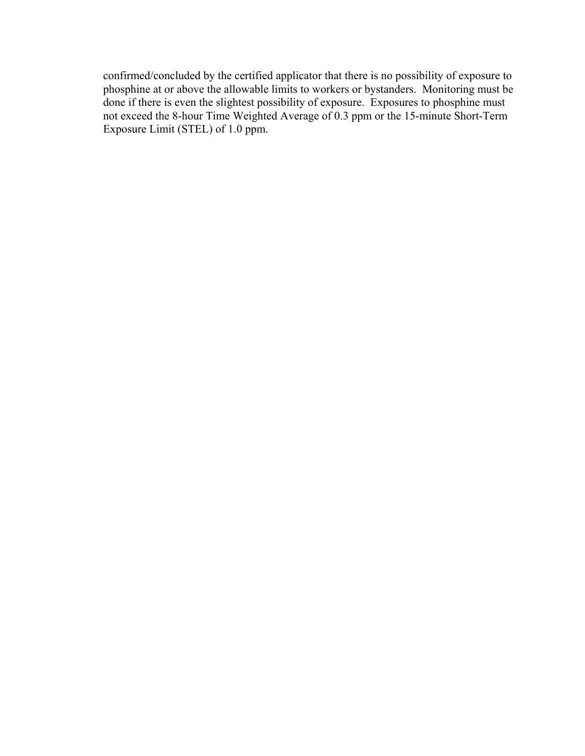confirmed/concluded by the certified applicator that there is no possibility of exposure to phosphine at or above the allowable limits to workers or bystanders. Monitoring must be done if there is even the slightest possibility of exposure. Exposures to phosphine must not exceed the 8-hour Time Weighted Average of 0.3 ppm or the 15-minute Short-Term Exposure Limit (STEL) of 1.0 ppm.